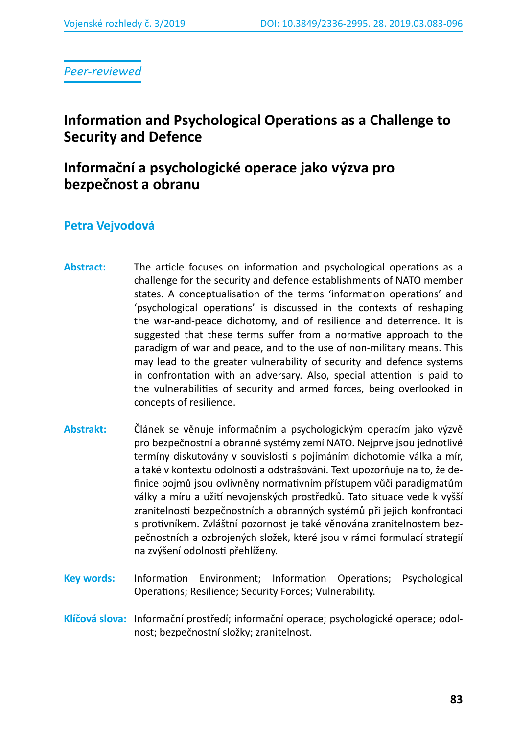*Peer-reviewed*

# Information and Psychological Operations as a Challenge to Security and Defence

# Informační a psychologické operace jako výzva pro bezpečnost a obranu

## Petra Vejvodová

**Abstract:** The article focuses on information and psychological operations as a challenge for the security and defence establishments of NATO member states. A conceptualisation of the terms 'information operations' and 'psychological operations' is discussed in the contexts of reshaping the war-and-peace dichotomy, and of resilience and deterrence. It is suggested that these terms suffer from a normative approach to the paradigm of war and peace, and to the use of non-military means. This may lead to the greater vulnerability of security and defence systems in confrontation with an adversary. Also, special attention is paid to the vulnerabilities of security and armed forces, being overlooked in concepts of resilience.

**Abstrakt:** Článek se věnuje informačním a psychologickým operacím jako výzvě pro bezpečnostní a obranné systémy zemí NATO. Nejprve jsou jednotlivé termíny diskutovány v souvislosti s pojímáním dichotomie válka a mír, a také v kontextu odolnosti a odstrašování. Text upozorňuje na to, že definice pojmů jsou ovlivněny normativním přístupem vůči paradigmatům války a míru a užití nevojenských prostředků. Tato situace vede k vyšší zranitelnosti bezpečnostních a obranných systémů při jejich konfrontaci s protivníkem. Zvláštní pozornost je také věnována zranitelnostem bezpečnostních a ozbrojených složek, které jsou v rámci formulací strategií na zvýšení odolnosti přehlíženy.

**Key words:** Information Environment; Information Operations; Psychological Operations; Resilience; Security Forces; Vulnerability.

**Klíčová slova:** Informační prostředí; informační operace; psychologické operace; odolnost; bezpečnostní složky; zranitelnost.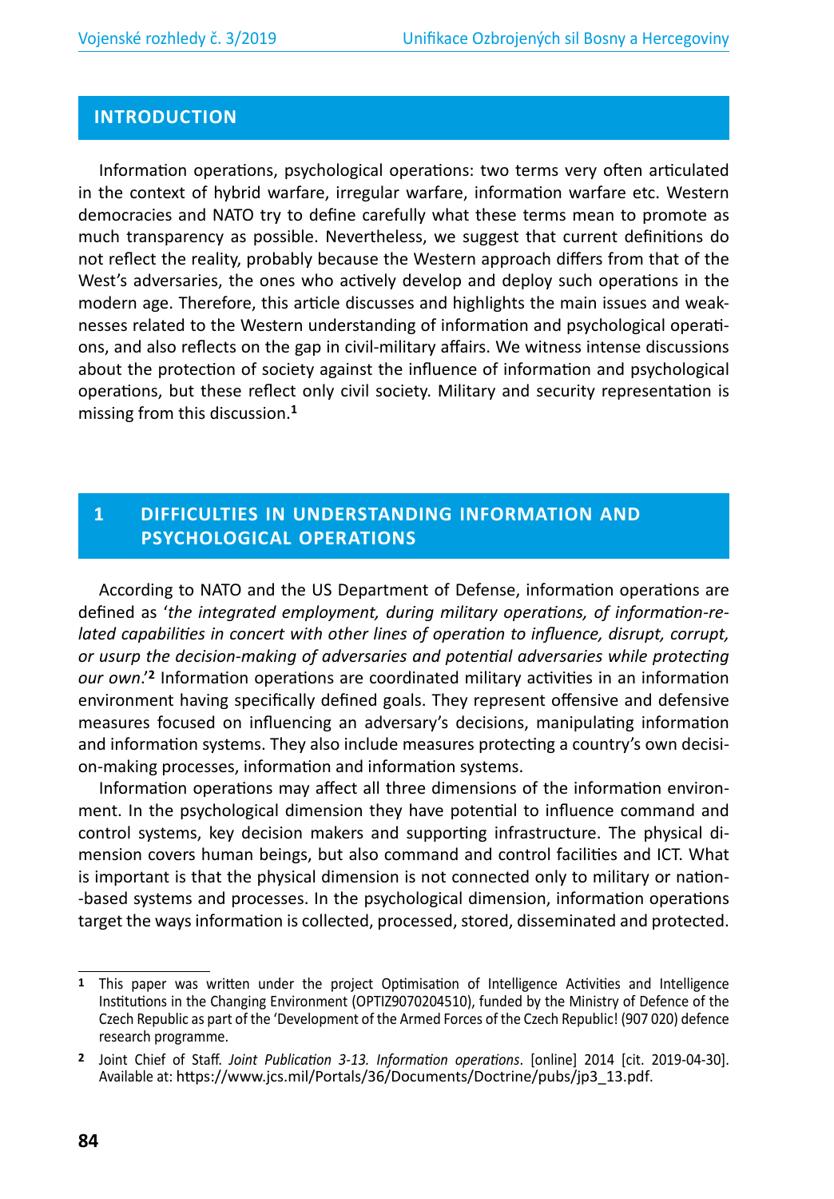## INTRODUCTION

Information operations, psychological operations: two terms very often articulated in the context of hybrid warfare, irregular warfare, information warfare etc. Western democracies and NATO try to define carefully what these terms mean to promote as much transparency as possible. Nevertheless, we suggest that current definitions do not reflect the reality, probably because the Western approach differs from that of the West's adversaries, the ones who actively develop and deploy such operations in the modern age. Therefore, this article discusses and highlights the main issues and weaknesses related to the Western understanding of information and psychological operations, and also reflects on the gap in civil-military affairs. We witness intense discussions about the protection of society against the influence of information and psychological operations, but these reflect only civil society. Military and security representation is missing from this discussion.[1]

## 1 DIFFICULTIES IN UNDERSTANDING INFORMATION AND PSYCHOLOGICAL OPERATIONS

According to NATO and the US Department of Defense, information operations are defined as '*the integrated employment, during military operations, of information-related capabilities in concert with other lines of operation to influence, disrupt, corrupt, or usurp the decision-making of adversaries and potential adversaries while protecting our own*.'[2] Information operations are coordinated military activities in an information environment having specifically defined goals. They represent offensive and defensive measures focused on influencing an adversary's decisions, manipulating information and information systems. They also include measures protecting a country's own decision-making processes, information and information systems.

Information operations may affect all three dimensions of the information environment. In the psychological dimension they have potential to influence command and control systems, key decision makers and supporting infrastructure. The physical dimension covers human beings, but also command and control facilities and ICT. What is important is that the physical dimension is not connected only to military or nation-based systems and processes. In the psychological dimension, information operations target the ways information is collected, processed, stored, disseminated and protected.

---

[1] This paper was written under the project Optimisation of Intelligence Activities and Intelligence Institutions in the Changing Environment (OPTIZ9070204510), funded by the Ministry of Defence of the Czech Republic as part of the 'Development of the Armed Forces of the Czech Republic! (907 020) defence research programme.

[2] Joint Chief of Staff. *Joint Publication 3-13. Information operations*. [online] 2014 [cit. 2019-04-30]. Available at: https://www.jcs.mil/Portals/36/Documents/Doctrine/pubs/jp3_13.pdf.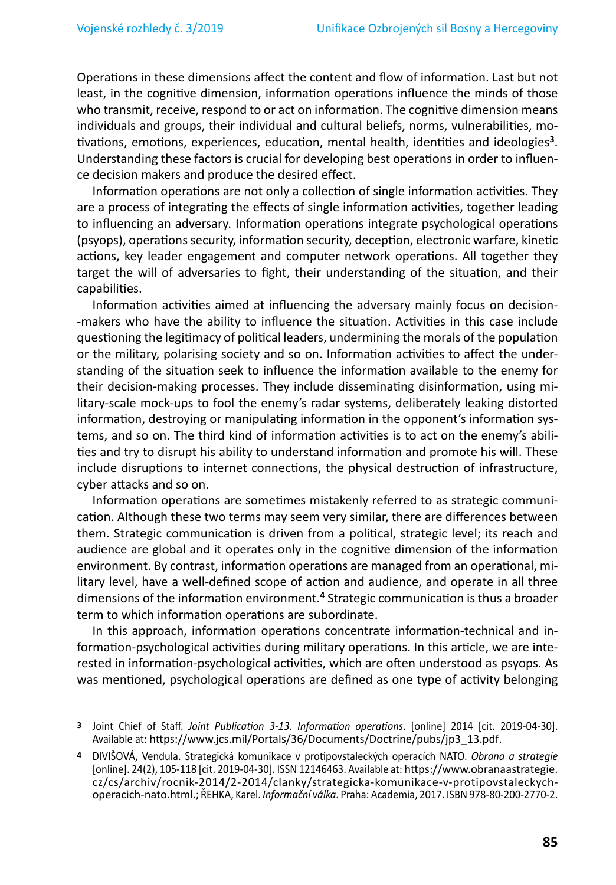Operations in these dimensions affect the content and flow of information. Last but not least, in the cognitive dimension, information operations influence the minds of those who transmit, receive, respond to or act on information. The cognitive dimension means individuals and groups, their individual and cultural beliefs, norms, vulnerabilities, motivations, emotions, experiences, education, mental health, identities and ideologies[3]. Understanding these factors is crucial for developing best operations in order to influence decision makers and produce the desired effect.

Information operations are not only a collection of single information activities. They are a process of integrating the effects of single information activities, together leading to influencing an adversary. Information operations integrate psychological operations (psyops), operations security, information security, deception, electronic warfare, kinetic actions, key leader engagement and computer network operations. All together they target the will of adversaries to fight, their understanding of the situation, and their capabilities.

Information activities aimed at influencing the adversary mainly focus on decision--makers who have the ability to influence the situation. Activities in this case include questioning the legitimacy of political leaders, undermining the morals of the population or the military, polarising society and so on. Information activities to affect the understanding of the situation seek to influence the information available to the enemy for their decision-making processes. They include disseminating disinformation, using military-scale mock-ups to fool the enemy's radar systems, deliberately leaking distorted information, destroying or manipulating information in the opponent's information systems, and so on. The third kind of information activities is to act on the enemy's abilities and try to disrupt his ability to understand information and promote his will. These include disruptions to internet connections, the physical destruction of infrastructure, cyber attacks and so on.

Information operations are sometimes mistakenly referred to as strategic communication. Although these two terms may seem very similar, there are differences between them. Strategic communication is driven from a political, strategic level; its reach and audience are global and it operates only in the cognitive dimension of the information environment. By contrast, information operations are managed from an operational, military level, have a well-defined scope of action and audience, and operate in all three dimensions of the information environment.[4] Strategic communication is thus a broader term to which information operations are subordinate.

In this approach, information operations concentrate information-technical and information-psychological activities during military operations. In this article, we are interested in information-psychological activities, which are often understood as psyops. As was mentioned, psychological operations are defined as one type of activity belonging

---

[3] Joint Chief of Staff. *Joint Publication 3-13. Information operations*. [online] 2014 [cit. 2019-04-30]. Available at: https://www.jcs.mil/Portals/36/Documents/Doctrine/pubs/jp3_13.pdf.

[4] DIVIŠOVÁ, Vendula. Strategická komunikace v protipovstaleckých operacích NATO. *Obrana a strategie* [online]. 24(2), 105-118 [cit. 2019-04-30]. ISSN 12146463. Available at: https://www.obranaastrategie.cz/cs/archiv/rocnik-2014/2-2014/clanky/strategicka-komunikace-v-protipovstaleckych-operacich-nato.html.; ŘEHKA, Karel. *Informační válka*. Praha: Academia, 2017. ISBN 978-80-200-2770-2.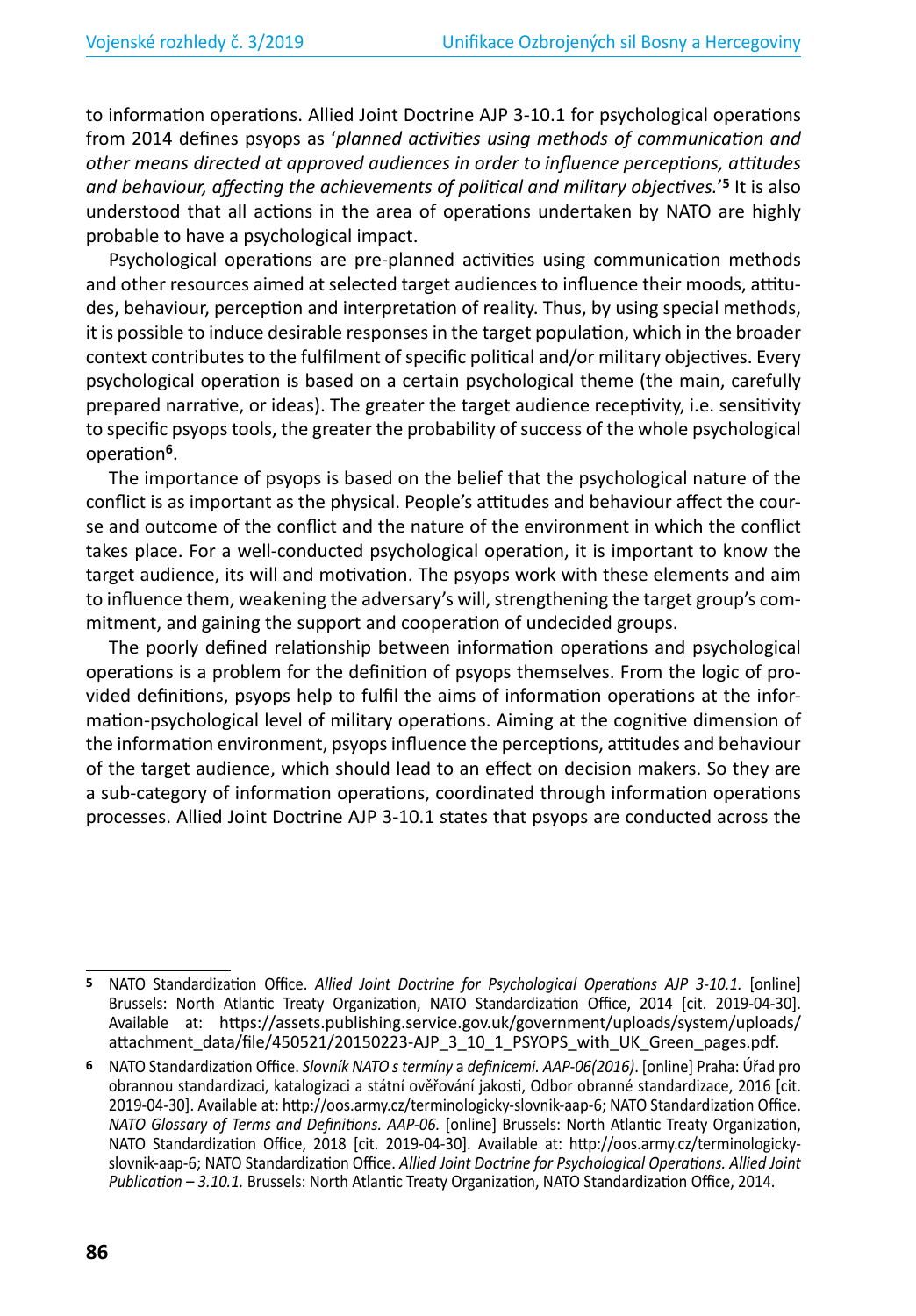to information operations. Allied Joint Doctrine AJP 3-10.1 for psychological operations from 2014 defines psyops as '*planned activities using methods of communication and other means directed at approved audiences in order to influence perceptions, attitudes and behaviour, affecting the achievements of political and military objectives.*'[5] It is also understood that all actions in the area of operations undertaken by NATO are highly probable to have a psychological impact.

Psychological operations are pre-planned activities using communication methods and other resources aimed at selected target audiences to influence their moods, attitudes, behaviour, perception and interpretation of reality. Thus, by using special methods, it is possible to induce desirable responses in the target population, which in the broader context contributes to the fulfilment of specific political and/or military objectives. Every psychological operation is based on a certain psychological theme (the main, carefully prepared narrative, or ideas). The greater the target audience receptivity, i.e. sensitivity to specific psyops tools, the greater the probability of success of the whole psychological operation[6].

The importance of psyops is based on the belief that the psychological nature of the conflict is as important as the physical. People's attitudes and behaviour affect the course and outcome of the conflict and the nature of the environment in which the conflict takes place. For a well-conducted psychological operation, it is important to know the target audience, its will and motivation. The psyops work with these elements and aim to influence them, weakening the adversary's will, strengthening the target group's commitment, and gaining the support and cooperation of undecided groups.

The poorly defined relationship between information operations and psychological operations is a problem for the definition of psyops themselves. From the logic of provided definitions, psyops help to fulfil the aims of information operations at the information-psychological level of military operations. Aiming at the cognitive dimension of the information environment, psyops influence the perceptions, attitudes and behaviour of the target audience, which should lead to an effect on decision makers. So they are a sub-category of information operations, coordinated through information operations processes. Allied Joint Doctrine AJP 3-10.1 states that psyops are conducted across the

---

[5] NATO Standardization Office. *Allied Joint Doctrine for Psychological Operations AJP 3-10.1.* [online] Brussels: North Atlantic Treaty Organization, NATO Standardization Office, 2014 [cit. 2019-04-30]. Available at: https://assets.publishing.service.gov.uk/government/uploads/system/uploads/attachment_data/file/450521/20150223-AJP_3_10_1_PSYOPS_with_UK_Green_pages.pdf.

[6] NATO Standardization Office. *Slovník NATO s termíny* a *definicemi. AAP-06(2016)*. [online] Praha: Úřad pro obrannou standardizaci, katalogizaci a státní ověřování jakosti, Odbor obranné standardizace, 2016 [cit. 2019-04-30]. Available at: http://oos.army.cz/terminologicky-slovnik-aap-6; NATO Standardization Office. *NATO Glossary of Terms and Definitions. AAP-06.* [online] Brussels: North Atlantic Treaty Organization, NATO Standardization Office, 2018 [cit. 2019-04-30]. Available at: http://oos.army.cz/terminologicky-slovnik-aap-6; NATO Standardization Office. *Allied Joint Doctrine for Psychological Operations. Allied Joint Publication – 3.10.1.* Brussels: North Atlantic Treaty Organization, NATO Standardization Office, 2014.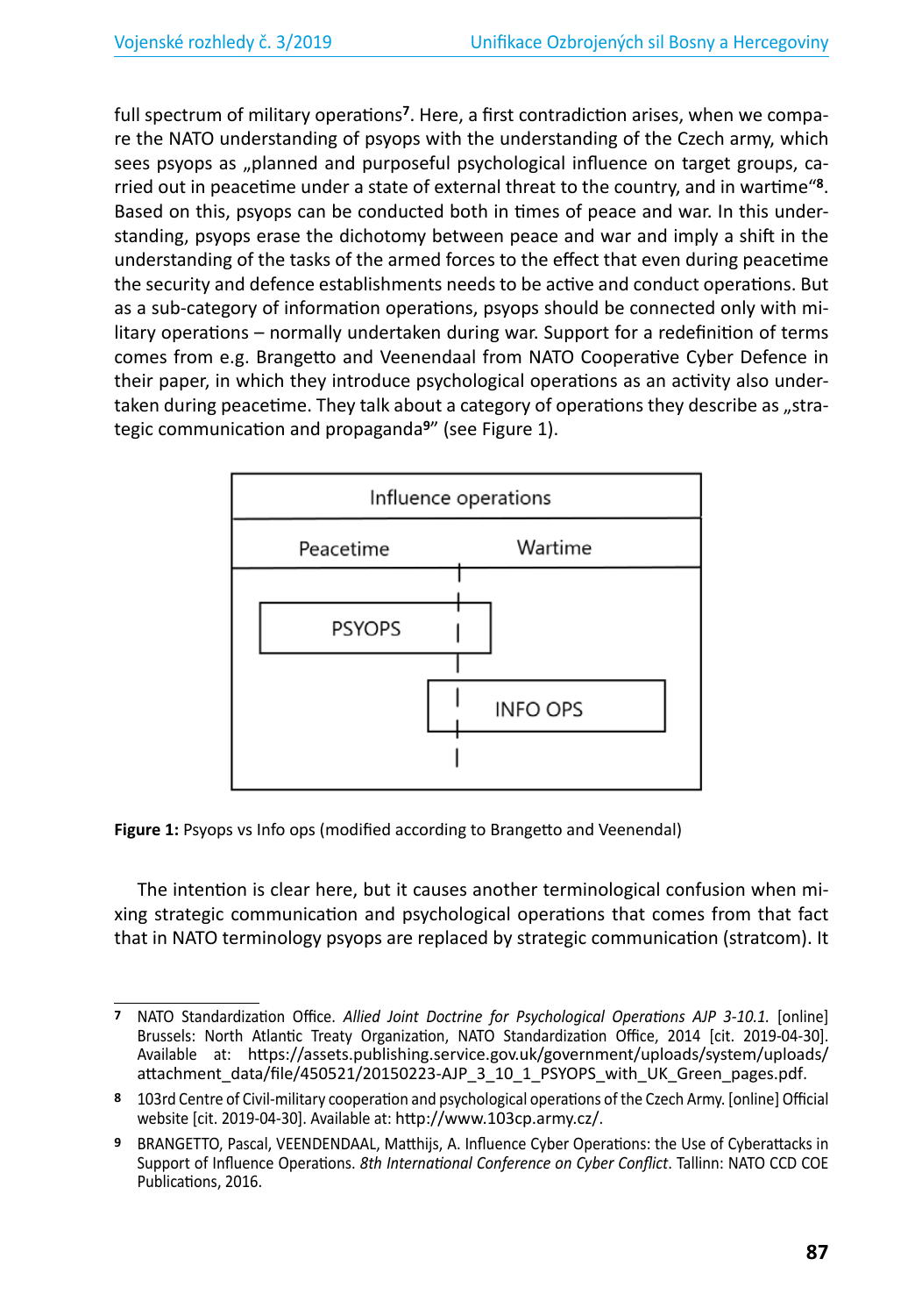full spectrum of military operations[7]. Here, a first contradiction arises, when we compare the NATO understanding of psyops with the understanding of the Czech army, which sees psyops as „planned and purposeful psychological influence on target groups, carried out in peacetime under a state of external threat to the country, and in wartime“[8]. Based on this, psyops can be conducted both in times of peace and war. In this understanding, psyops erase the dichotomy between peace and war and imply a shift in the understanding of the tasks of the armed forces to the effect that even during peacetime the security and defence establishments needs to be active and conduct operations. But as a sub-category of information operations, psyops should be connected only with military operations – normally undertaken during war. Support for a redefinition of terms comes from e.g. Brangetto and Veenendaal from NATO Cooperative Cyber Defence in their paper, in which they introduce psychological operations as an activity also undertaken during peacetime. They talk about a category of operations they describe as „strategic communication and propaganda[9]" (see Figure 1).

**Figure 1:** Psyops vs Info ops (modified according to Brangetto and Veenendal)

The intention is clear here, but it causes another terminological confusion when mixing strategic communication and psychological operations that comes from that fact that in NATO terminology psyops are replaced by strategic communication (stratcom). It

---

[7] NATO Standardization Office. *Allied Joint Doctrine for Psychological Operations AJP 3-10.1.* [online] Brussels: North Atlantic Treaty Organization, NATO Standardization Office, 2014 [cit. 2019-04-30]. Available at: https://assets.publishing.service.gov.uk/government/uploads/system/uploads/attachment_data/file/450521/20150223-AJP_3_10_1_PSYOPS_with_UK_Green_pages.pdf.

[8] 103rd Centre of Civil-military cooperation and psychological operations of the Czech Army. [online] Official website [cit. 2019-04-30]. Available at: http://www.103cp.army.cz/.

[9] BRANGETTO, Pascal, VEENDENDAAL, Matthijs, A. Influence Cyber Operations: the Use of Cyberattacks in Support of Influence Operations. *8th International Conference on Cyber Conflict*. Tallinn: NATO CCD COE Publications, 2016.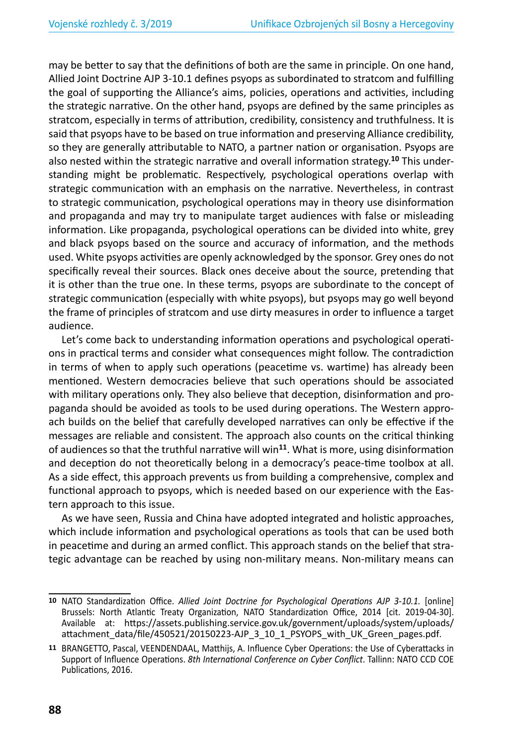may be better to say that the definitions of both are the same in principle. On one hand, Allied Joint Doctrine AJP 3-10.1 defines psyops as subordinated to stratcom and fulfilling the goal of supporting the Alliance's aims, policies, operations and activities, including the strategic narrative. On the other hand, psyops are defined by the same principles as stratcom, especially in terms of attribution, credibility, consistency and truthfulness. It is said that psyops have to be based on true information and preserving Alliance credibility, so they are generally attributable to NATO, a partner nation or organisation. Psyops are also nested within the strategic narrative and overall information strategy.[10] This understanding might be problematic. Respectively, psychological operations overlap with strategic communication with an emphasis on the narrative. Nevertheless, in contrast to strategic communication, psychological operations may in theory use disinformation and propaganda and may try to manipulate target audiences with false or misleading information. Like propaganda, psychological operations can be divided into white, grey and black psyops based on the source and accuracy of information, and the methods used. White psyops activities are openly acknowledged by the sponsor. Grey ones do not specifically reveal their sources. Black ones deceive about the source, pretending that it is other than the true one. In these terms, psyops are subordinate to the concept of strategic communication (especially with white psyops), but psyops may go well beyond the frame of principles of stratcom and use dirty measures in order to influence a target audience.

Let's come back to understanding information operations and psychological operations in practical terms and consider what consequences might follow. The contradiction in terms of when to apply such operations (peacetime vs. wartime) has already been mentioned. Western democracies believe that such operations should be associated with military operations only. They also believe that deception, disinformation and propaganda should be avoided as tools to be used during operations. The Western approach builds on the belief that carefully developed narratives can only be effective if the messages are reliable and consistent. The approach also counts on the critical thinking of audiences so that the truthful narrative will win[11]. What is more, using disinformation and deception do not theoretically belong in a democracy's peace-time toolbox at all. As a side effect, this approach prevents us from building a comprehensive, complex and functional approach to psyops, which is needed based on our experience with the Eastern approach to this issue.

As we have seen, Russia and China have adopted integrated and holistic approaches, which include information and psychological operations as tools that can be used both in peacetime and during an armed conflict. This approach stands on the belief that strategic advantage can be reached by using non-military means. Non-military means can

---

[10] NATO Standardization Office. *Allied Joint Doctrine for Psychological Operations AJP 3-10.1.* [online] Brussels: North Atlantic Treaty Organization, NATO Standardization Office, 2014 [cit. 2019-04-30]. Available at: https://assets.publishing.service.gov.uk/government/uploads/system/uploads/attachment_data/file/450521/20150223-AJP_3_10_1_PSYOPS_with_UK_Green_pages.pdf.

[11] BRANGETTO, Pascal, VEENDENDAAL, Matthijs, A. Influence Cyber Operations: the Use of Cyberattacks in Support of Influence Operations. *8th International Conference on Cyber Conflict*. Tallinn: NATO CCD COE Publications, 2016.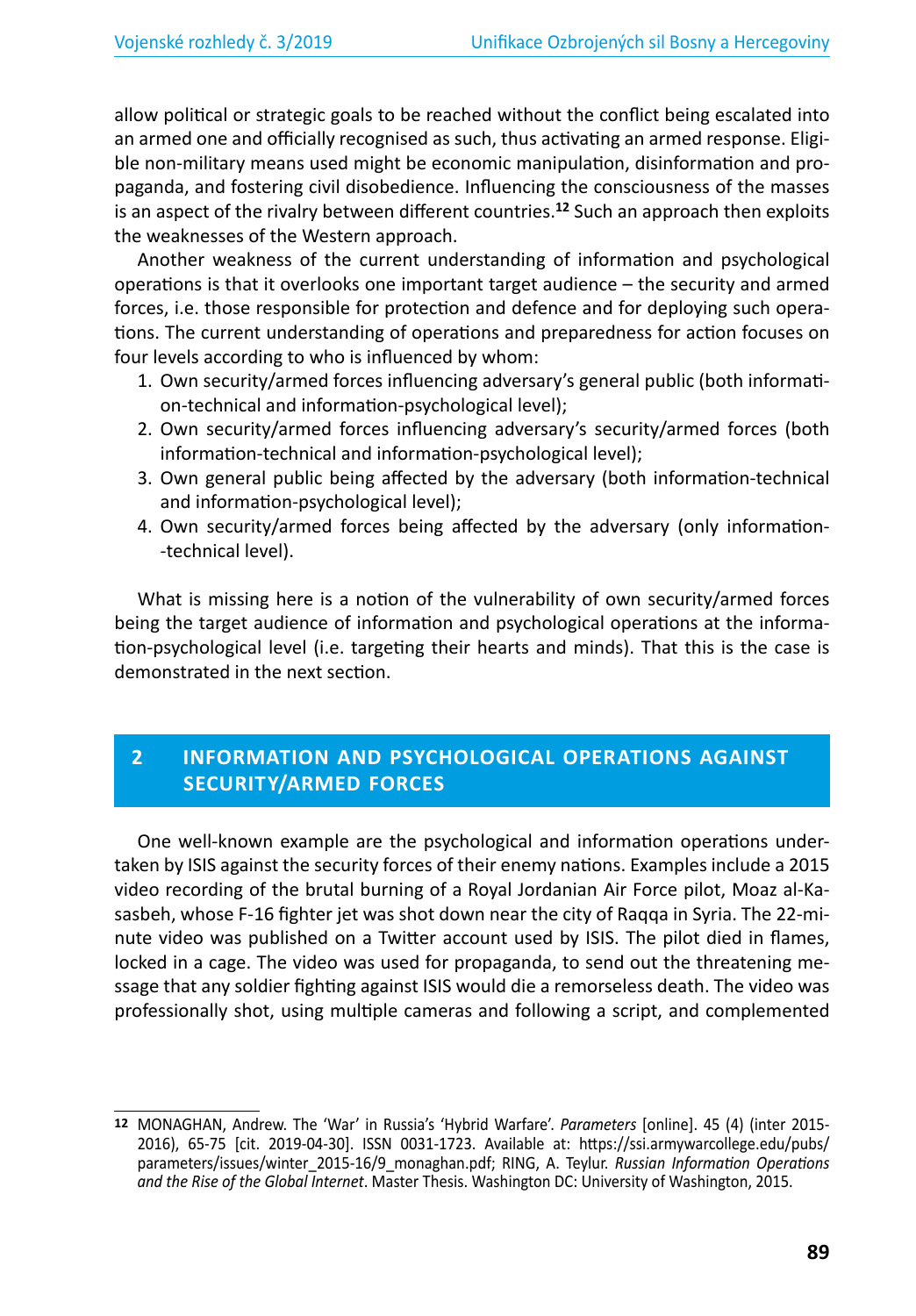allow political or strategic goals to be reached without the conflict being escalated into an armed one and officially recognised as such, thus activating an armed response. Eligible non-military means used might be economic manipulation, disinformation and propaganda, and fostering civil disobedience. Influencing the consciousness of the masses is an aspect of the rivalry between different countries.[12] Such an approach then exploits the weaknesses of the Western approach.

Another weakness of the current understanding of information and psychological operations is that it overlooks one important target audience – the security and armed forces, i.e. those responsible for protection and defence and for deploying such operations. The current understanding of operations and preparedness for action focuses on four levels according to who is influenced by whom:

1. Own security/armed forces influencing adversary's general public (both information-technical and information-psychological level);
2. Own security/armed forces influencing adversary's security/armed forces (both information-technical and information-psychological level);
3. Own general public being affected by the adversary (both information-technical and information-psychological level);
4. Own security/armed forces being affected by the adversary (only information-technical level).

What is missing here is a notion of the vulnerability of own security/armed forces being the target audience of information and psychological operations at the information-psychological level (i.e. targeting their hearts and minds). That this is the case is demonstrated in the next section.

## 2 INFORMATION AND PSYCHOLOGICAL OPERATIONS AGAINST SECURITY/ARMED FORCES

One well-known example are the psychological and information operations undertaken by ISIS against the security forces of their enemy nations. Examples include a 2015 video recording of the brutal burning of a Royal Jordanian Air Force pilot, Moaz al-Kasasbeh, whose F-16 fighter jet was shot down near the city of Raqqa in Syria. The 22-minute video was published on a Twitter account used by ISIS. The pilot died in flames, locked in a cage. The video was used for propaganda, to send out the threatening message that any soldier fighting against ISIS would die a remorseless death. The video was professionally shot, using multiple cameras and following a script, and complemented

---

[12] MONAGHAN, Andrew. The 'War' in Russia's 'Hybrid Warfare'. *Parameters* [online]. 45 (4) (inter 2015-2016), 65-75 [cit. 2019-04-30]. ISSN 0031-1723. Available at: https://ssi.armywarcollege.edu/pubs/parameters/issues/winter_2015-16/9_monaghan.pdf; RING, A. Teylur. *Russian Information Operations and the Rise of the Global Internet*. Master Thesis. Washington DC: University of Washington, 2015.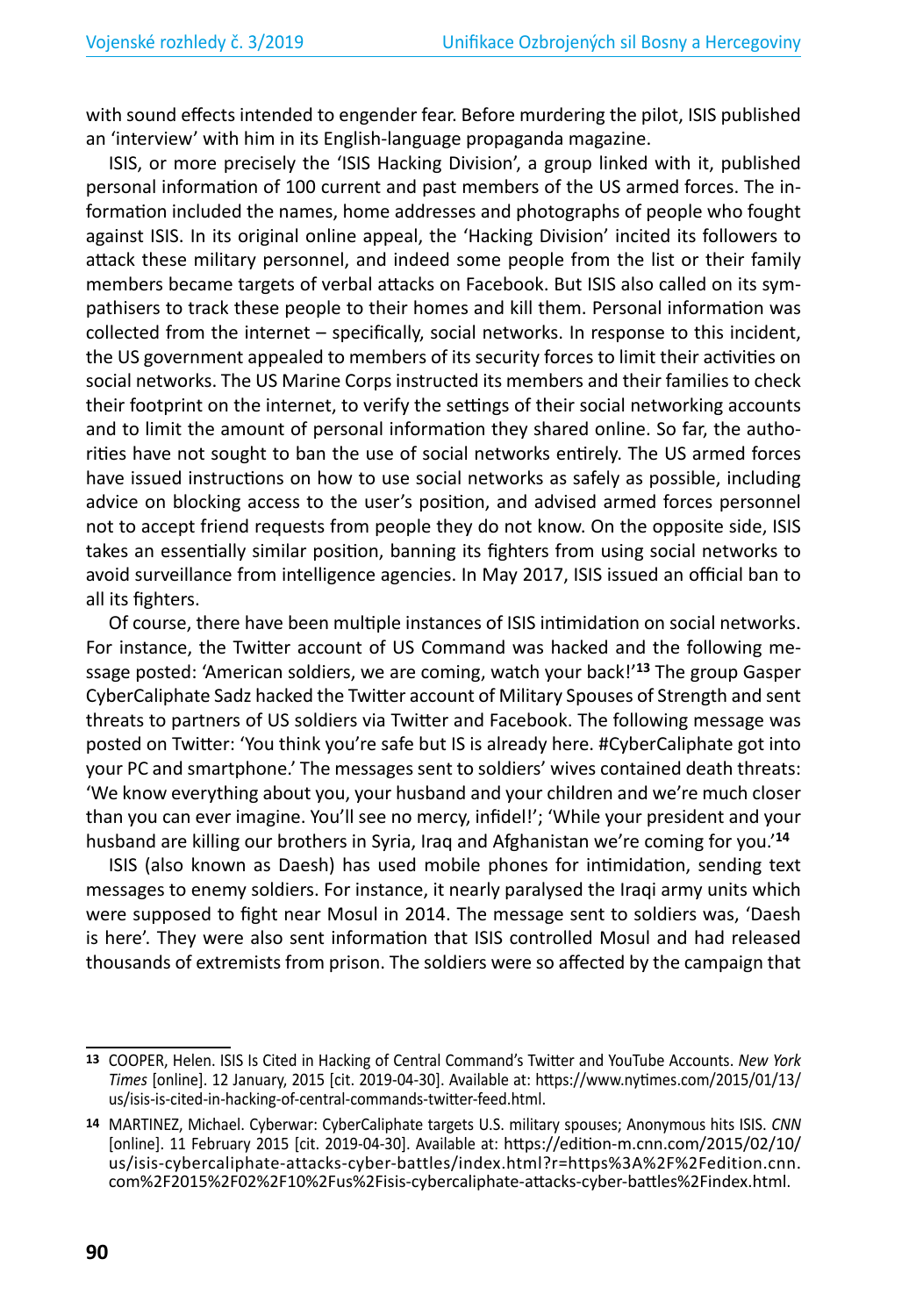with sound effects intended to engender fear. Before murdering the pilot, ISIS published an 'interview' with him in its English-language propaganda magazine.

ISIS, or more precisely the 'ISIS Hacking Division', a group linked with it, published personal information of 100 current and past members of the US armed forces. The information included the names, home addresses and photographs of people who fought against ISIS. In its original online appeal, the 'Hacking Division' incited its followers to attack these military personnel, and indeed some people from the list or their family members became targets of verbal attacks on Facebook. But ISIS also called on its sympathisers to track these people to their homes and kill them. Personal information was collected from the internet – specifically, social networks. In response to this incident, the US government appealed to members of its security forces to limit their activities on social networks. The US Marine Corps instructed its members and their families to check their footprint on the internet, to verify the settings of their social networking accounts and to limit the amount of personal information they shared online. So far, the authorities have not sought to ban the use of social networks entirely. The US armed forces have issued instructions on how to use social networks as safely as possible, including advice on blocking access to the user's position, and advised armed forces personnel not to accept friend requests from people they do not know. On the opposite side, ISIS takes an essentially similar position, banning its fighters from using social networks to avoid surveillance from intelligence agencies. In May 2017, ISIS issued an official ban to all its fighters.

Of course, there have been multiple instances of ISIS intimidation on social networks. For instance, the Twitter account of US Command was hacked and the following message posted: 'American soldiers, we are coming, watch your back!'[13] The group Gasper CyberCaliphate Sadz hacked the Twitter account of Military Spouses of Strength and sent threats to partners of US soldiers via Twitter and Facebook. The following message was posted on Twitter: 'You think you're safe but IS is already here. #CyberCaliphate got into your PC and smartphone.' The messages sent to soldiers' wives contained death threats: 'We know everything about you, your husband and your children and we're much closer than you can ever imagine. You'll see no mercy, infidel!'; 'While your president and your husband are killing our brothers in Syria, Iraq and Afghanistan we're coming for you.'[14]

ISIS (also known as Daesh) has used mobile phones for intimidation, sending text messages to enemy soldiers. For instance, it nearly paralysed the Iraqi army units which were supposed to fight near Mosul in 2014. The message sent to soldiers was, 'Daesh is here'. They were also sent information that ISIS controlled Mosul and had released thousands of extremists from prison. The soldiers were so affected by the campaign that

---

[13] COOPER, Helen. ISIS Is Cited in Hacking of Central Command's Twitter and YouTube Accounts. *New York Times* [online]. 12 January, 2015 [cit. 2019-04-30]. Available at: https://www.nytimes.com/2015/01/13/us/isis-is-cited-in-hacking-of-central-commands-twitter-feed.html.

[14] MARTINEZ, Michael. Cyberwar: CyberCaliphate targets U.S. military spouses; Anonymous hits ISIS. *CNN* [online]. 11 February 2015 [cit. 2019-04-30]. Available at: https://edition-m.cnn.com/2015/02/10/us/isis-cybercaliphate-attacks-cyber-battles/index.html?r=https%3A%2F%2Fedition.cnn.com%2F2015%2F02%2F10%2Fus%2Fisis-cybercaliphate-attacks-cyber-battles%2Findex.html.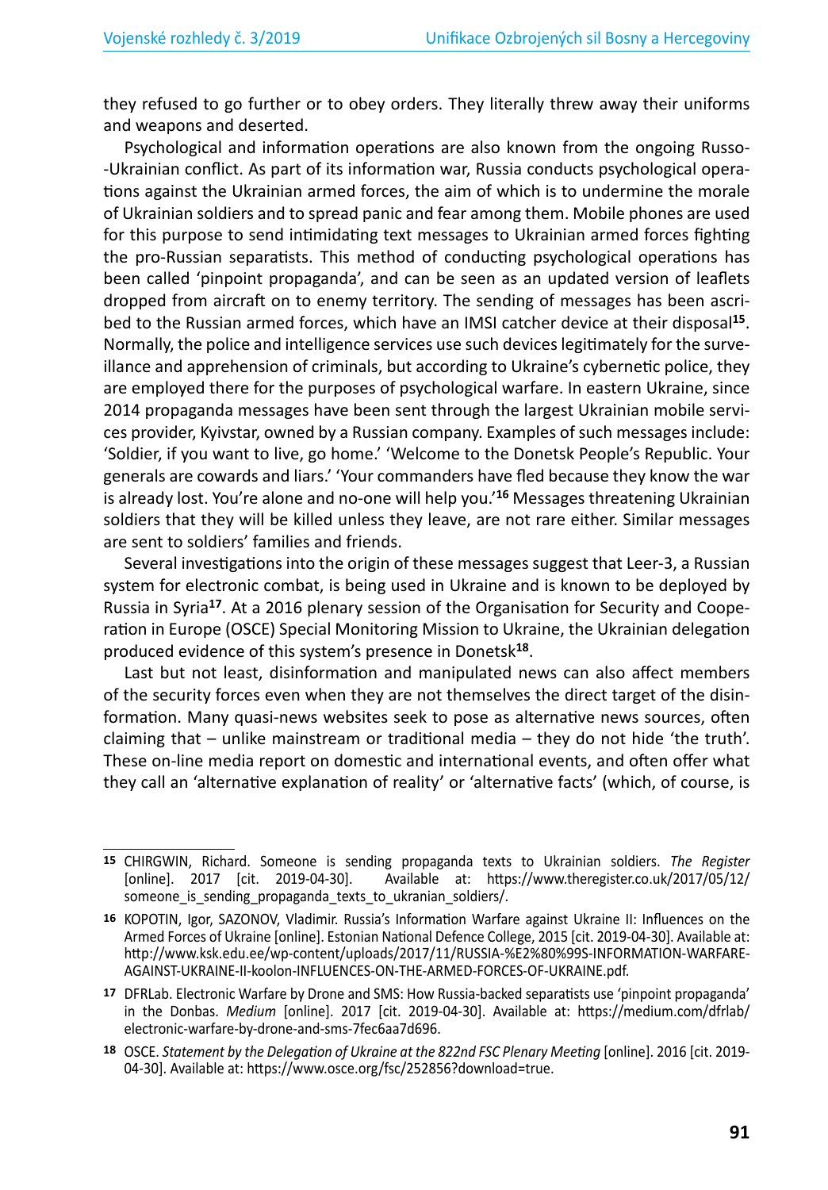they refused to go further or to obey orders. They literally threw away their uniforms and weapons and deserted.

Psychological and information operations are also known from the ongoing Russo-Ukrainian conflict. As part of its information war, Russia conducts psychological operations against the Ukrainian armed forces, the aim of which is to undermine the morale of Ukrainian soldiers and to spread panic and fear among them. Mobile phones are used for this purpose to send intimidating text messages to Ukrainian armed forces fighting the pro-Russian separatists. This method of conducting psychological operations has been called 'pinpoint propaganda', and can be seen as an updated version of leaflets dropped from aircraft on to enemy territory. The sending of messages has been ascribed to the Russian armed forces, which have an IMSI catcher device at their disposal[15]. Normally, the police and intelligence services use such devices legitimately for the surveillance and apprehension of criminals, but according to Ukraine's cybernetic police, they are employed there for the purposes of psychological warfare. In eastern Ukraine, since 2014 propaganda messages have been sent through the largest Ukrainian mobile services provider, Kyivstar, owned by a Russian company. Examples of such messages include: 'Soldier, if you want to live, go home.' 'Welcome to the Donetsk People's Republic. Your generals are cowards and liars.' 'Your commanders have fled because they know the war is already lost. You're alone and no-one will help you.'[16] Messages threatening Ukrainian soldiers that they will be killed unless they leave, are not rare either. Similar messages are sent to soldiers' families and friends.

Several investigations into the origin of these messages suggest that Leer-3, a Russian system for electronic combat, is being used in Ukraine and is known to be deployed by Russia in Syria[17]. At a 2016 plenary session of the Organisation for Security and Cooperation in Europe (OSCE) Special Monitoring Mission to Ukraine, the Ukrainian delegation produced evidence of this system's presence in Donetsk[18].

Last but not least, disinformation and manipulated news can also affect members of the security forces even when they are not themselves the direct target of the disinformation. Many quasi-news websites seek to pose as alternative news sources, often claiming that – unlike mainstream or traditional media – they do not hide 'the truth'. These on-line media report on domestic and international events, and often offer what they call an 'alternative explanation of reality' or 'alternative facts' (which, of course, is

---

[15] CHIRGWIN, Richard. Someone is sending propaganda texts to Ukrainian soldiers. *The Register* [online]. 2017 [cit. 2019-04-30]. Available at: https://www.theregister.co.uk/2017/05/12/someone_is_sending_propaganda_texts_to_ukranian_soldiers/.

[16] KOPOTIN, Igor, SAZONOV, Vladimir. Russia's Information Warfare against Ukraine II: Influences on the Armed Forces of Ukraine [online]. Estonian National Defence College, 2015 [cit. 2019-04-30]. Available at: http://www.ksk.edu.ee/wp-content/uploads/2017/11/RUSSIA-%E2%80%99S-INFORMATION-WARFARE-AGAINST-UKRAINE-II-koolon-INFLUENCES-ON-THE-ARMED-FORCES-OF-UKRAINE.pdf.

[17] DFRLab. Electronic Warfare by Drone and SMS: How Russia-backed separatists use 'pinpoint propaganda' in the Donbas. *Medium* [online]. 2017 [cit. 2019-04-30]. Available at: https://medium.com/dfrlab/electronic-warfare-by-drone-and-sms-7fec6aa7d696.

[18] OSCE. *Statement by the Delegation of Ukraine at the 822nd FSC Plenary Meeting* [online]. 2016 [cit. 2019-04-30]. Available at: https://www.osce.org/fsc/252856?download=true.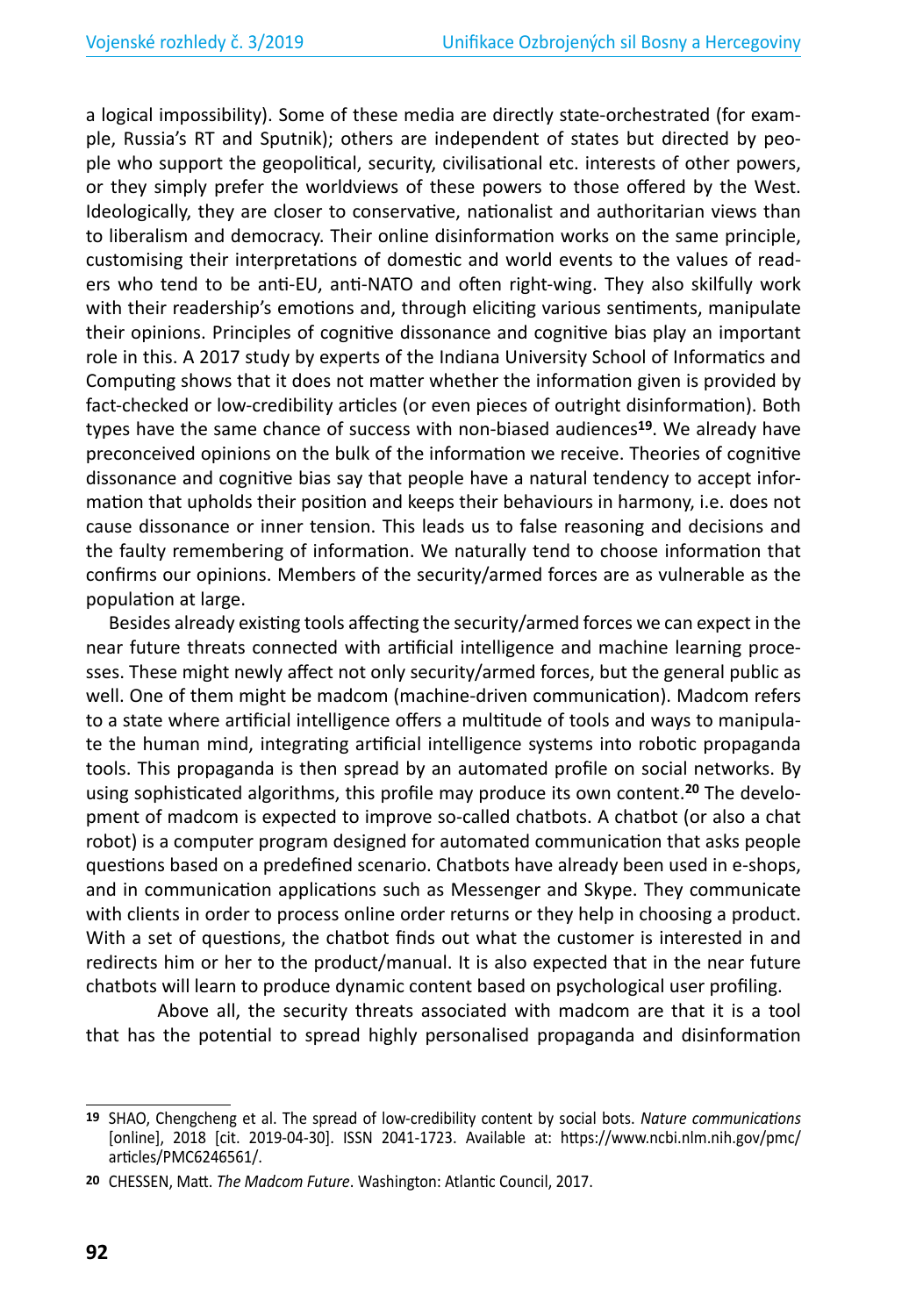a logical impossibility). Some of these media are directly state-orchestrated (for example, Russia's RT and Sputnik); others are independent of states but directed by people who support the geopolitical, security, civilisational etc. interests of other powers, or they simply prefer the worldviews of these powers to those offered by the West. Ideologically, they are closer to conservative, nationalist and authoritarian views than to liberalism and democracy. Their online disinformation works on the same principle, customising their interpretations of domestic and world events to the values of readers who tend to be anti-EU, anti-NATO and often right-wing. They also skilfully work with their readership's emotions and, through eliciting various sentiments, manipulate their opinions. Principles of cognitive dissonance and cognitive bias play an important role in this. A 2017 study by experts of the Indiana University School of Informatics and Computing shows that it does not matter whether the information given is provided by fact-checked or low-credibility articles (or even pieces of outright disinformation). Both types have the same chance of success with non-biased audiences[19]. We already have preconceived opinions on the bulk of the information we receive. Theories of cognitive dissonance and cognitive bias say that people have a natural tendency to accept information that upholds their position and keeps their behaviours in harmony, i.e. does not cause dissonance or inner tension. This leads us to false reasoning and decisions and the faulty remembering of information. We naturally tend to choose information that confirms our opinions. Members of the security/armed forces are as vulnerable as the population at large.

Besides already existing tools affecting the security/armed forces we can expect in the near future threats connected with artificial intelligence and machine learning processes. These might newly affect not only security/armed forces, but the general public as well. One of them might be madcom (machine-driven communication). Madcom refers to a state where artificial intelligence offers a multitude of tools and ways to manipulate the human mind, integrating artificial intelligence systems into robotic propaganda tools. This propaganda is then spread by an automated profile on social networks. By using sophisticated algorithms, this profile may produce its own content.[20] The development of madcom is expected to improve so-called chatbots. A chatbot (or also a chat robot) is a computer program designed for automated communication that asks people questions based on a predefined scenario. Chatbots have already been used in e-shops, and in communication applications such as Messenger and Skype. They communicate with clients in order to process online order returns or they help in choosing a product. With a set of questions, the chatbot finds out what the customer is interested in and redirects him or her to the product/manual. It is also expected that in the near future chatbots will learn to produce dynamic content based on psychological user profiling.

Above all, the security threats associated with madcom are that it is a tool that has the potential to spread highly personalised propaganda and disinformation

---

[19] SHAO, Chengcheng et al. The spread of low-credibility content by social bots. *Nature communications* [online], 2018 [cit. 2019-04-30]. ISSN 2041-1723. Available at: https://www.ncbi.nlm.nih.gov/pmc/articles/PMC6246561/.

[20] CHESSEN, Matt. *The Madcom Future*. Washington: Atlantic Council, 2017.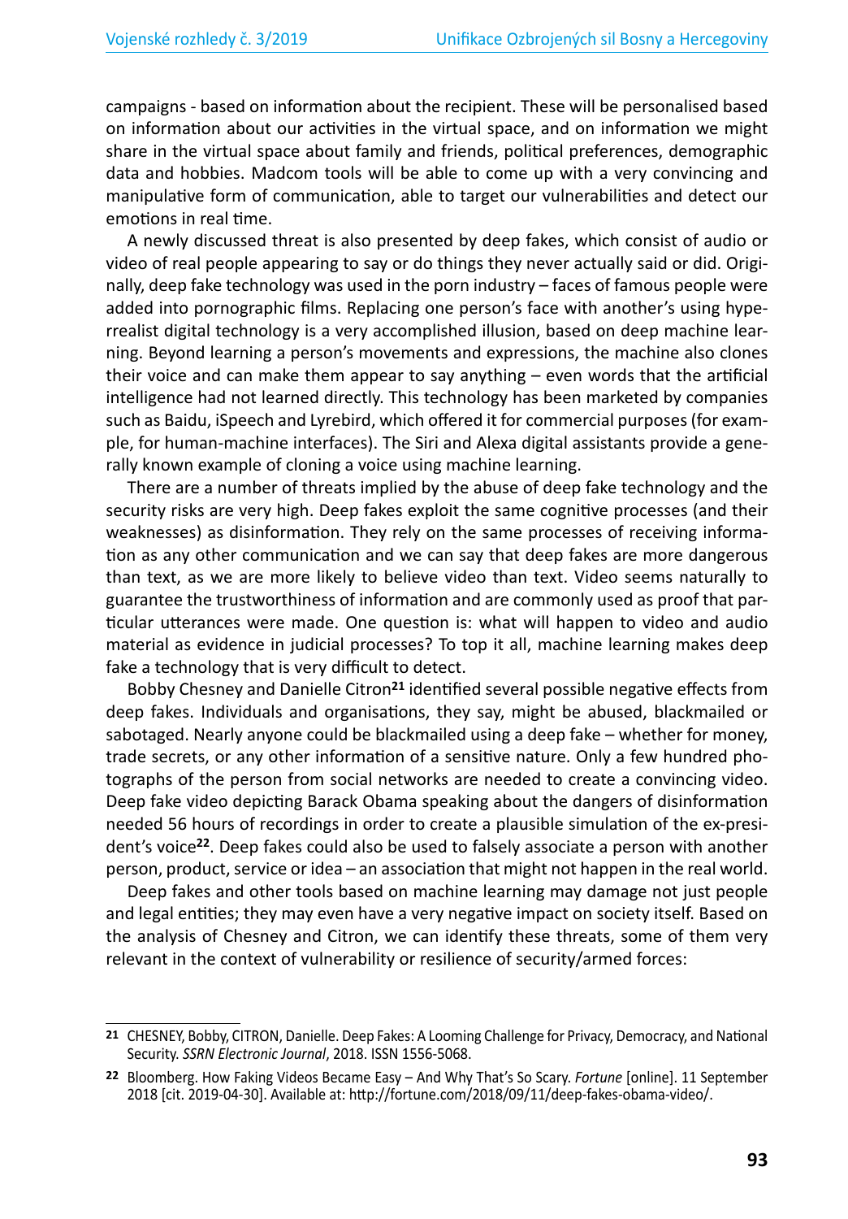campaigns - based on information about the recipient. These will be personalised based on information about our activities in the virtual space, and on information we might share in the virtual space about family and friends, political preferences, demographic data and hobbies. Madcom tools will be able to come up with a very convincing and manipulative form of communication, able to target our vulnerabilities and detect our emotions in real time.

A newly discussed threat is also presented by deep fakes, which consist of audio or video of real people appearing to say or do things they never actually said or did. Originally, deep fake technology was used in the porn industry – faces of famous people were added into pornographic films. Replacing one person's face with another's using hyperrealist digital technology is a very accomplished illusion, based on deep machine learning. Beyond learning a person's movements and expressions, the machine also clones their voice and can make them appear to say anything – even words that the artificial intelligence had not learned directly. This technology has been marketed by companies such as Baidu, iSpeech and Lyrebird, which offered it for commercial purposes (for example, for human-machine interfaces). The Siri and Alexa digital assistants provide a generally known example of cloning a voice using machine learning.

There are a number of threats implied by the abuse of deep fake technology and the security risks are very high. Deep fakes exploit the same cognitive processes (and their weaknesses) as disinformation. They rely on the same processes of receiving information as any other communication and we can say that deep fakes are more dangerous than text, as we are more likely to believe video than text. Video seems naturally to guarantee the trustworthiness of information and are commonly used as proof that particular utterances were made. One question is: what will happen to video and audio material as evidence in judicial processes? To top it all, machine learning makes deep fake a technology that is very difficult to detect.

Bobby Chesney and Danielle Citron[21] identified several possible negative effects from deep fakes. Individuals and organisations, they say, might be abused, blackmailed or sabotaged. Nearly anyone could be blackmailed using a deep fake – whether for money, trade secrets, or any other information of a sensitive nature. Only a few hundred photographs of the person from social networks are needed to create a convincing video. Deep fake video depicting Barack Obama speaking about the dangers of disinformation needed 56 hours of recordings in order to create a plausible simulation of the ex-president's voice[22]. Deep fakes could also be used to falsely associate a person with another person, product, service or idea – an association that might not happen in the real world.

Deep fakes and other tools based on machine learning may damage not just people and legal entities; they may even have a very negative impact on society itself. Based on the analysis of Chesney and Citron, we can identify these threats, some of them very relevant in the context of vulnerability or resilience of security/armed forces:

---

[21] CHESNEY, Bobby, CITRON, Danielle. Deep Fakes: A Looming Challenge for Privacy, Democracy, and National Security. *SSRN Electronic Journal*, 2018. ISSN 1556-5068.

[22] Bloomberg. How Faking Videos Became Easy – And Why That's So Scary. *Fortune* [online]. 11 September 2018 [cit. 2019-04-30]. Available at: http://fortune.com/2018/09/11/deep-fakes-obama-video/.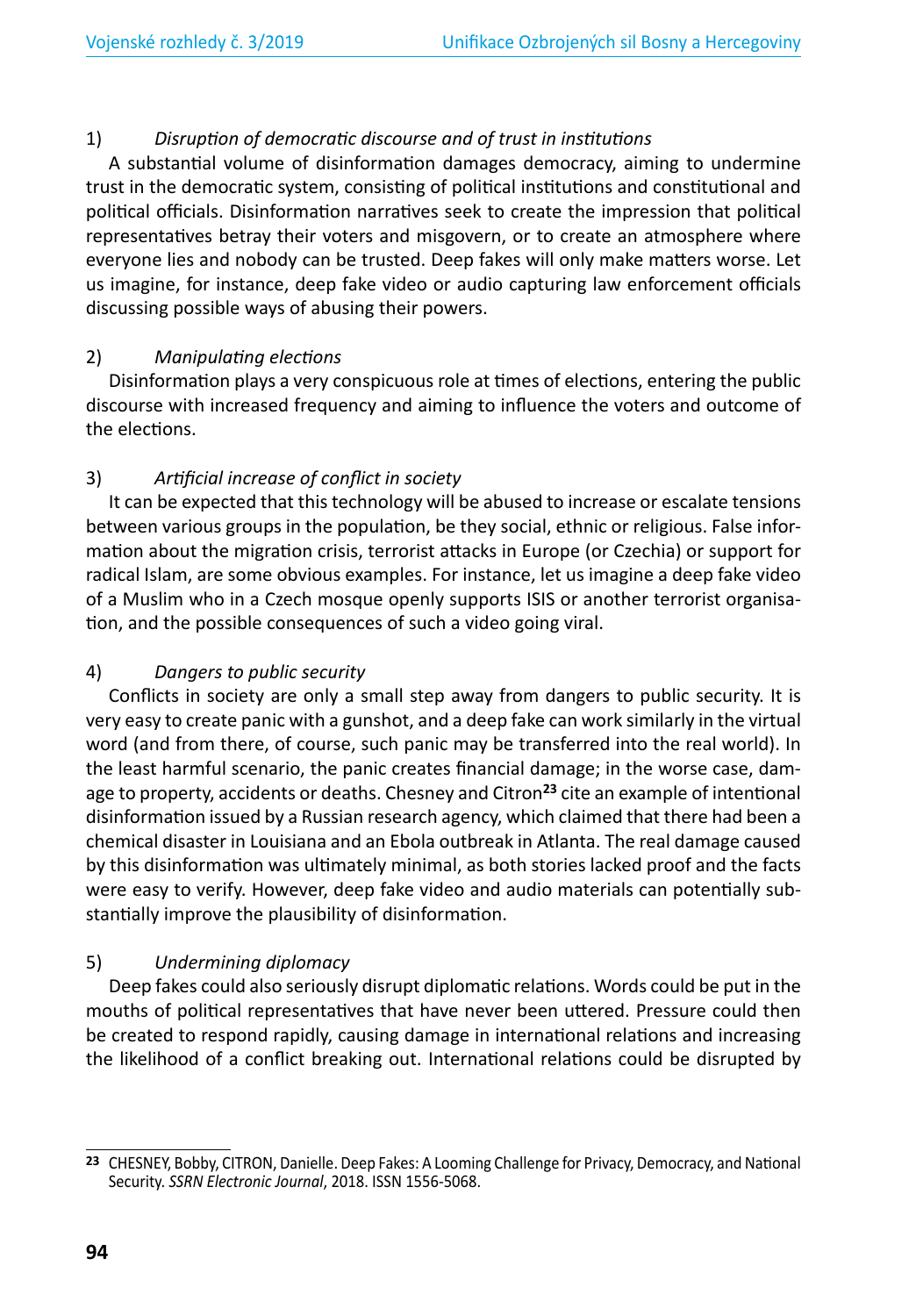1) *Disruption of democratic discourse and of trust in institutions*

A substantial volume of disinformation damages democracy, aiming to undermine trust in the democratic system, consisting of political institutions and constitutional and political officials. Disinformation narratives seek to create the impression that political representatives betray their voters and misgovern, or to create an atmosphere where everyone lies and nobody can be trusted. Deep fakes will only make matters worse. Let us imagine, for instance, deep fake video or audio capturing law enforcement officials discussing possible ways of abusing their powers.

2) *Manipulating elections*

Disinformation plays a very conspicuous role at times of elections, entering the public discourse with increased frequency and aiming to influence the voters and outcome of the elections.

3) *Artificial increase of conflict in society*

It can be expected that this technology will be abused to increase or escalate tensions between various groups in the population, be they social, ethnic or religious. False information about the migration crisis, terrorist attacks in Europe (or Czechia) or support for radical Islam, are some obvious examples. For instance, let us imagine a deep fake video of a Muslim who in a Czech mosque openly supports ISIS or another terrorist organisation, and the possible consequences of such a video going viral.

4) *Dangers to public security*

Conflicts in society are only a small step away from dangers to public security. It is very easy to create panic with a gunshot, and a deep fake can work similarly in the virtual word (and from there, of course, such panic may be transferred into the real world). In the least harmful scenario, the panic creates financial damage; in the worse case, damage to property, accidents or deaths. Chesney and Citron[23] cite an example of intentional disinformation issued by a Russian research agency, which claimed that there had been a chemical disaster in Louisiana and an Ebola outbreak in Atlanta. The real damage caused by this disinformation was ultimately minimal, as both stories lacked proof and the facts were easy to verify. However, deep fake video and audio materials can potentially substantially improve the plausibility of disinformation.

5) *Undermining diplomacy*

Deep fakes could also seriously disrupt diplomatic relations. Words could be put in the mouths of political representatives that have never been uttered. Pressure could then be created to respond rapidly, causing damage in international relations and increasing the likelihood of a conflict breaking out. International relations could be disrupted by

---

[23] CHESNEY, Bobby, CITRON, Danielle. Deep Fakes: A Looming Challenge for Privacy, Democracy, and National Security. *SSRN Electronic Journal*, 2018. ISSN 1556-5068.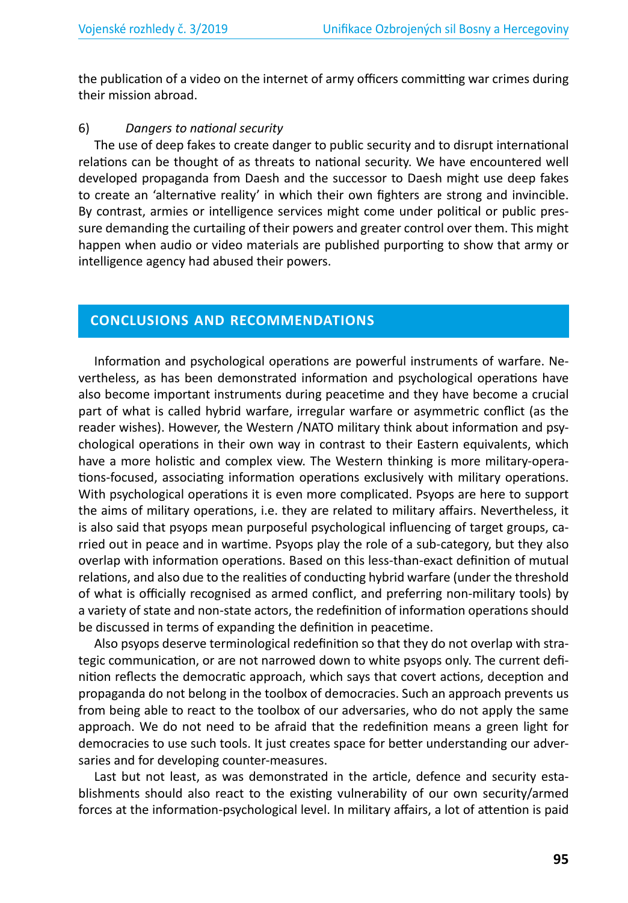the publication of a video on the internet of army officers committing war crimes during their mission abroad.

6) *Dangers to national security*

The use of deep fakes to create danger to public security and to disrupt international relations can be thought of as threats to national security. We have encountered well developed propaganda from Daesh and the successor to Daesh might use deep fakes to create an 'alternative reality' in which their own fighters are strong and invincible. By contrast, armies or intelligence services might come under political or public pressure demanding the curtailing of their powers and greater control over them. This might happen when audio or video materials are published purporting to show that army or intelligence agency had abused their powers.

## CONCLUSIONS AND RECOMMENDATIONS

Information and psychological operations are powerful instruments of warfare. Nevertheless, as has been demonstrated information and psychological operations have also become important instruments during peacetime and they have become a crucial part of what is called hybrid warfare, irregular warfare or asymmetric conflict (as the reader wishes). However, the Western /NATO military think about information and psychological operations in their own way in contrast to their Eastern equivalents, which have a more holistic and complex view. The Western thinking is more military-operations-focused, associating information operations exclusively with military operations. With psychological operations it is even more complicated. Psyops are here to support the aims of military operations, i.e. they are related to military affairs. Nevertheless, it is also said that psyops mean purposeful psychological influencing of target groups, carried out in peace and in wartime. Psyops play the role of a sub-category, but they also overlap with information operations. Based on this less-than-exact definition of mutual relations, and also due to the realities of conducting hybrid warfare (under the threshold of what is officially recognised as armed conflict, and preferring non-military tools) by a variety of state and non-state actors, the redefinition of information operations should be discussed in terms of expanding the definition in peacetime.

Also psyops deserve terminological redefinition so that they do not overlap with strategic communication, or are not narrowed down to white psyops only. The current definition reflects the democratic approach, which says that covert actions, deception and propaganda do not belong in the toolbox of democracies. Such an approach prevents us from being able to react to the toolbox of our adversaries, who do not apply the same approach. We do not need to be afraid that the redefinition means a green light for democracies to use such tools. It just creates space for better understanding our adversaries and for developing counter-measures.

Last but not least, as was demonstrated in the article, defence and security establishments should also react to the existing vulnerability of our own security/armed forces at the information-psychological level. In military affairs, a lot of attention is paid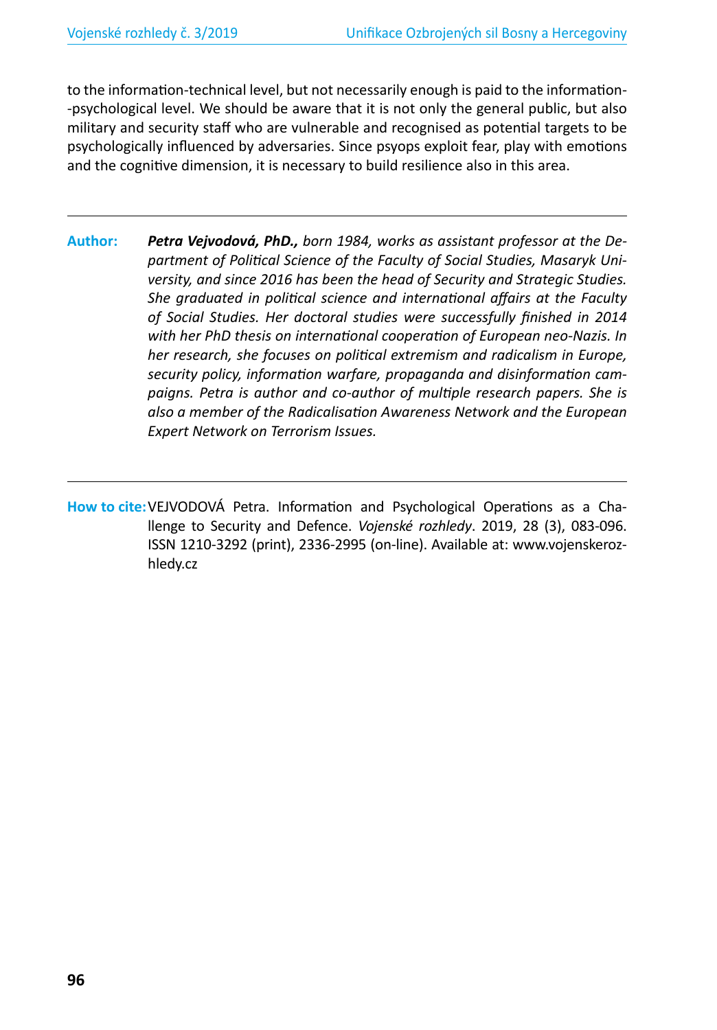to the information-technical level, but not necessarily enough is paid to the information-psychological level. We should be aware that it is not only the general public, but also military and security staff who are vulnerable and recognised as potential targets to be psychologically influenced by adversaries. Since psyops exploit fear, play with emotions and the cognitive dimension, it is necessary to build resilience also in this area.

---

**Author:** ***Petra Vejvodová, PhD.,*** *born 1984, works as assistant professor at the Department of Political Science of the Faculty of Social Studies, Masaryk University, and since 2016 has been the head of Security and Strategic Studies. She graduated in political science and international affairs at the Faculty of Social Studies. Her doctoral studies were successfully finished in 2014 with her PhD thesis on international cooperation of European neo-Nazis. In her research, she focuses on political extremism and radicalism in Europe, security policy, information warfare, propaganda and disinformation campaigns. Petra is author and co-author of multiple research papers. She is also a member of the Radicalisation Awareness Network and the European Expert Network on Terrorism Issues.*

---

**How to cite:** VEJVODOVÁ Petra. Information and Psychological Operations as a Challenge to Security and Defence. *Vojenské rozhledy*. 2019, 28 (3), 083-096. ISSN 1210-3292 (print), 2336-2995 (on-line). Available at: www.vojenskerozhledy.cz